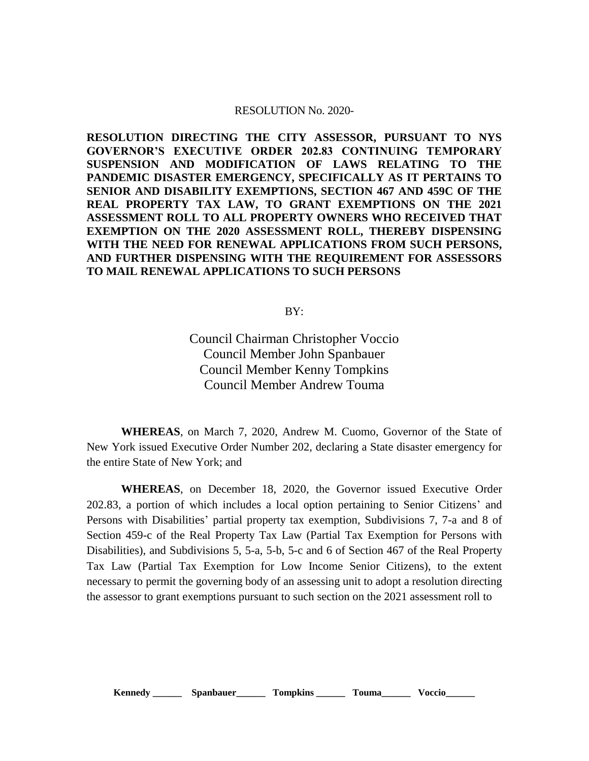RESOLUTION No. 2020-

**RESOLUTION DIRECTING THE CITY ASSESSOR, PURSUANT TO NYS GOVERNOR'S EXECUTIVE ORDER 202.83 CONTINUING TEMPORARY SUSPENSION AND MODIFICATION OF LAWS RELATING TO THE PANDEMIC DISASTER EMERGENCY, SPECIFICALLY AS IT PERTAINS TO SENIOR AND DISABILITY EXEMPTIONS, SECTION 467 AND 459C OF THE REAL PROPERTY TAX LAW, TO GRANT EXEMPTIONS ON THE 2021 ASSESSMENT ROLL TO ALL PROPERTY OWNERS WHO RECEIVED THAT EXEMPTION ON THE 2020 ASSESSMENT ROLL, THEREBY DISPENSING WITH THE NEED FOR RENEWAL APPLICATIONS FROM SUCH PERSONS, AND FURTHER DISPENSING WITH THE REQUIREMENT FOR ASSESSORS TO MAIL RENEWAL APPLICATIONS TO SUCH PERSONS**

BY:

Council Chairman Christopher Voccio
Council Member John Spanbauer
Council Member Kenny Tompkins
Council Member Andrew Touma

**WHEREAS**, on March 7, 2020, Andrew M. Cuomo, Governor of the State of New York issued Executive Order Number 202, declaring a State disaster emergency for the entire State of New York; and

**WHEREAS**, on December 18, 2020, the Governor issued Executive Order 202.83, a portion of which includes a local option pertaining to Senior Citizens' and Persons with Disabilities' partial property tax exemption, Subdivisions 7, 7-a and 8 of Section 459-c of the Real Property Tax Law (Partial Tax Exemption for Persons with Disabilities), and Subdivisions 5, 5-a, 5-b, 5-c and 6 of Section 467 of the Real Property Tax Law (Partial Tax Exemption for Low Income Senior Citizens), to the extent necessary to permit the governing body of an assessing unit to adopt a resolution directing the assessor to grant exemptions pursuant to such section on the 2021 assessment roll to

**Kennedy \_\_\_\_\_\_ Spanbauer\_\_\_\_\_\_ Tompkins \_\_\_\_\_\_ Touma\_\_\_\_\_\_ Voccio\_\_\_\_\_\_**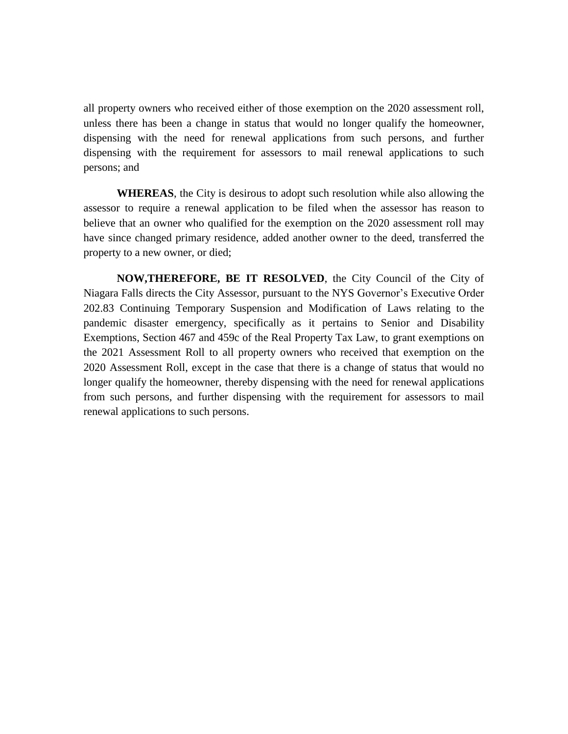all property owners who received either of those exemption on the 2020 assessment roll, unless there has been a change in status that would no longer qualify the homeowner, dispensing with the need for renewal applications from such persons, and further dispensing with the requirement for assessors to mail renewal applications to such persons; and

**WHEREAS**, the City is desirous to adopt such resolution while also allowing the assessor to require a renewal application to be filed when the assessor has reason to believe that an owner who qualified for the exemption on the 2020 assessment roll may have since changed primary residence, added another owner to the deed, transferred the property to a new owner, or died;

**NOW,THEREFORE, BE IT RESOLVED**, the City Council of the City of Niagara Falls directs the City Assessor, pursuant to the NYS Governor's Executive Order 202.83 Continuing Temporary Suspension and Modification of Laws relating to the pandemic disaster emergency, specifically as it pertains to Senior and Disability Exemptions, Section 467 and 459c of the Real Property Tax Law, to grant exemptions on the 2021 Assessment Roll to all property owners who received that exemption on the 2020 Assessment Roll, except in the case that there is a change of status that would no longer qualify the homeowner, thereby dispensing with the need for renewal applications from such persons, and further dispensing with the requirement for assessors to mail renewal applications to such persons.